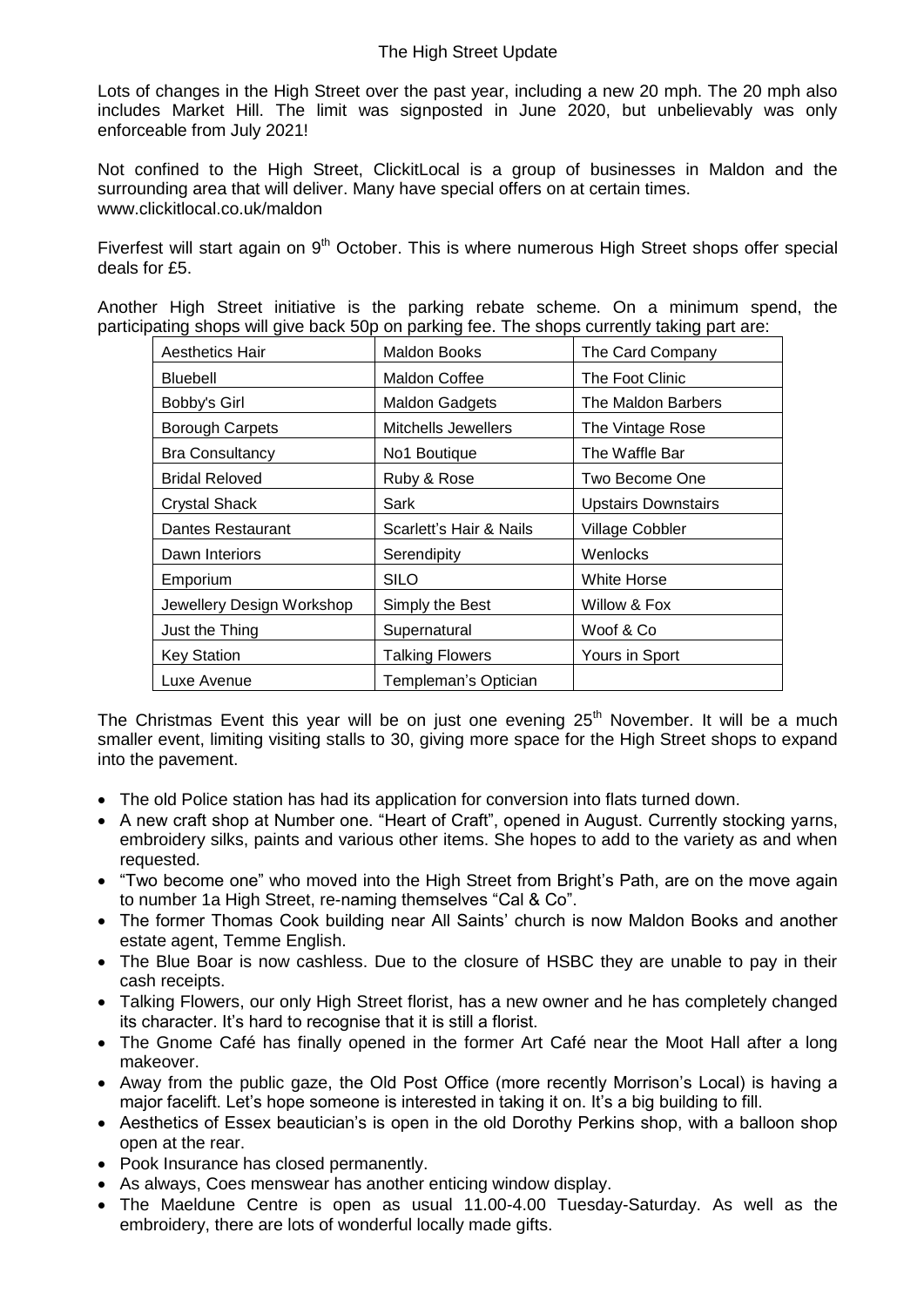# The High Street Update

Lots of changes in the High Street over the past year, including a new 20 mph. The 20 mph also includes Market Hill. The limit was signposted in June 2020, but unbelievably was only enforceable from July 2021!

Not confined to the High Street, ClickitLocal is a group of businesses in Maldon and the surrounding area that will deliver. Many have special offers on at certain times. www.clickitlocal.co.uk/maldon

Fiverfest will start again on 9th October. This is where numerous High Street shops offer special deals for £5.

Another High Street initiative is the parking rebate scheme. On a minimum spend, the participating shops will give back 50p on parking fee. The shops currently taking part are:

| | | |
|---|---|---|
| Aesthetics Hair | Maldon Books | The Card Company |
| Bluebell | Maldon Coffee | The Foot Clinic |
| Bobby's Girl | Maldon Gadgets | The Maldon Barbers |
| Borough Carpets | Mitchells Jewellers | The Vintage Rose |
| Bra Consultancy | No1 Boutique | The Waffle Bar |
| Bridal Reloved | Ruby & Rose | Two Become One |
| Crystal Shack | Sark | Upstairs Downstairs |
| Dantes Restaurant | Scarlett's Hair & Nails | Village Cobbler |
| Dawn Interiors | Serendipity | Wenlocks |
| Emporium | SILO | White Horse |
| Jewellery Design Workshop | Simply the Best | Willow & Fox |
| Just the Thing | Supernatural | Woof & Co |
| Key Station | Talking Flowers | Yours in Sport |
| Luxe Avenue | Templeman's Optician | |

The Christmas Event this year will be on just one evening 25th November. It will be a much smaller event, limiting visiting stalls to 30, giving more space for the High Street shops to expand into the pavement.

- The old Police station has had its application for conversion into flats turned down.
- A new craft shop at Number one. "Heart of Craft", opened in August. Currently stocking yarns, embroidery silks, paints and various other items. She hopes to add to the variety as and when requested.
- "Two become one" who moved into the High Street from Bright's Path, are on the move again to number 1a High Street, re-naming themselves "Cal & Co".
- The former Thomas Cook building near All Saints' church is now Maldon Books and another estate agent, Temme English.
- The Blue Boar is now cashless. Due to the closure of HSBC they are unable to pay in their cash receipts.
- Talking Flowers, our only High Street florist, has a new owner and he has completely changed its character. It's hard to recognise that it is still a florist.
- The Gnome Café has finally opened in the former Art Café near the Moot Hall after a long makeover.
- Away from the public gaze, the Old Post Office (more recently Morrison's Local) is having a major facelift. Let's hope someone is interested in taking it on. It's a big building to fill.
- Aesthetics of Essex beautician's is open in the old Dorothy Perkins shop, with a balloon shop open at the rear.
- Pook Insurance has closed permanently.
- As always, Coes menswear has another enticing window display.
- The Maeldune Centre is open as usual 11.00-4.00 Tuesday-Saturday. As well as the embroidery, there are lots of wonderful locally made gifts.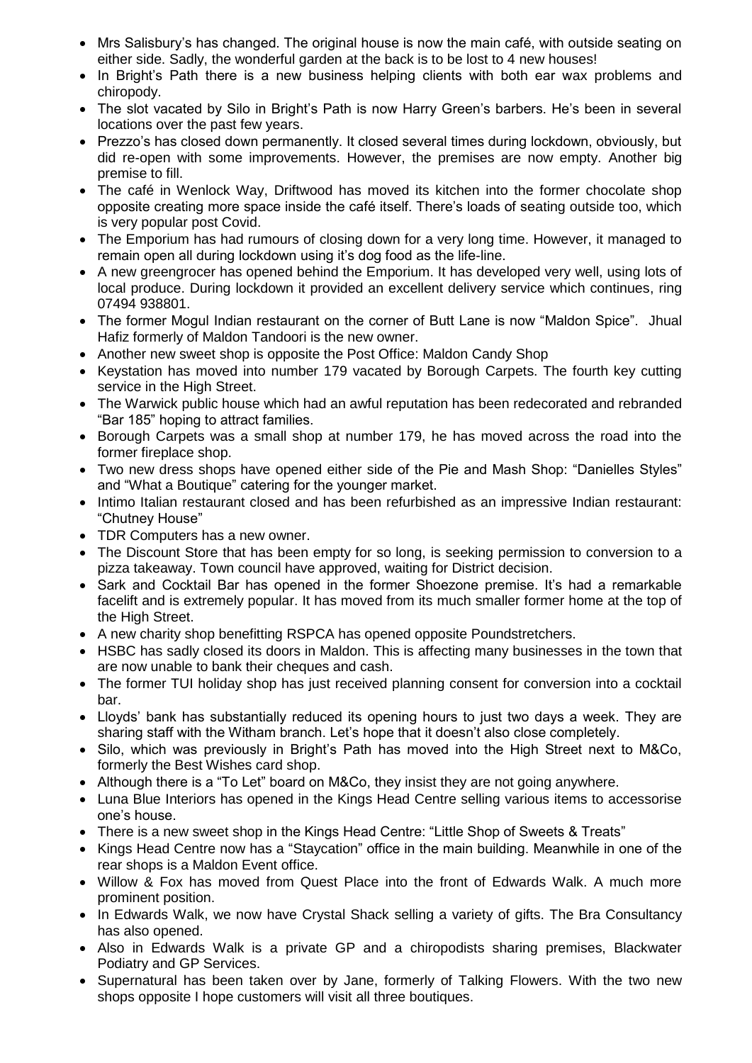- Mrs Salisbury's has changed. The original house is now the main café, with outside seating on either side. Sadly, the wonderful garden at the back is to be lost to 4 new houses!
- In Bright's Path there is a new business helping clients with both ear wax problems and chiropody.
- The slot vacated by Silo in Bright's Path is now Harry Green's barbers. He's been in several locations over the past few years.
- Prezzo's has closed down permanently. It closed several times during lockdown, obviously, but did re-open with some improvements. However, the premises are now empty. Another big premise to fill.
- The café in Wenlock Way, Driftwood has moved its kitchen into the former chocolate shop opposite creating more space inside the café itself. There's loads of seating outside too, which is very popular post Covid.
- The Emporium has had rumours of closing down for a very long time. However, it managed to remain open all during lockdown using it's dog food as the life-line.
- A new greengrocer has opened behind the Emporium. It has developed very well, using lots of local produce. During lockdown it provided an excellent delivery service which continues, ring 07494 938801.
- The former Mogul Indian restaurant on the corner of Butt Lane is now "Maldon Spice". Jhual Hafiz formerly of Maldon Tandoori is the new owner.
- Another new sweet shop is opposite the Post Office: Maldon Candy Shop
- Keystation has moved into number 179 vacated by Borough Carpets. The fourth key cutting service in the High Street.
- The Warwick public house which had an awful reputation has been redecorated and rebranded "Bar 185" hoping to attract families.
- Borough Carpets was a small shop at number 179, he has moved across the road into the former fireplace shop.
- Two new dress shops have opened either side of the Pie and Mash Shop: "Danielles Styles" and "What a Boutique" catering for the younger market.
- Intimo Italian restaurant closed and has been refurbished as an impressive Indian restaurant: "Chutney House"
- TDR Computers has a new owner.
- The Discount Store that has been empty for so long, is seeking permission to conversion to a pizza takeaway. Town council have approved, waiting for District decision.
- Sark and Cocktail Bar has opened in the former Shoezone premise. It's had a remarkable facelift and is extremely popular. It has moved from its much smaller former home at the top of the High Street.
- A new charity shop benefitting RSPCA has opened opposite Poundstretchers.
- HSBC has sadly closed its doors in Maldon. This is affecting many businesses in the town that are now unable to bank their cheques and cash.
- The former TUI holiday shop has just received planning consent for conversion into a cocktail bar.
- Lloyds' bank has substantially reduced its opening hours to just two days a week. They are sharing staff with the Witham branch. Let's hope that it doesn't also close completely.
- Silo, which was previously in Bright's Path has moved into the High Street next to M&Co, formerly the Best Wishes card shop.
- Although there is a "To Let" board on M&Co, they insist they are not going anywhere.
- Luna Blue Interiors has opened in the Kings Head Centre selling various items to accessorise one's house.
- There is a new sweet shop in the Kings Head Centre: "Little Shop of Sweets & Treats"
- Kings Head Centre now has a "Staycation" office in the main building. Meanwhile in one of the rear shops is a Maldon Event office.
- Willow & Fox has moved from Quest Place into the front of Edwards Walk. A much more prominent position.
- In Edwards Walk, we now have Crystal Shack selling a variety of gifts. The Bra Consultancy has also opened.
- Also in Edwards Walk is a private GP and a chiropodists sharing premises, Blackwater Podiatry and GP Services.
- Supernatural has been taken over by Jane, formerly of Talking Flowers. With the two new shops opposite I hope customers will visit all three boutiques.